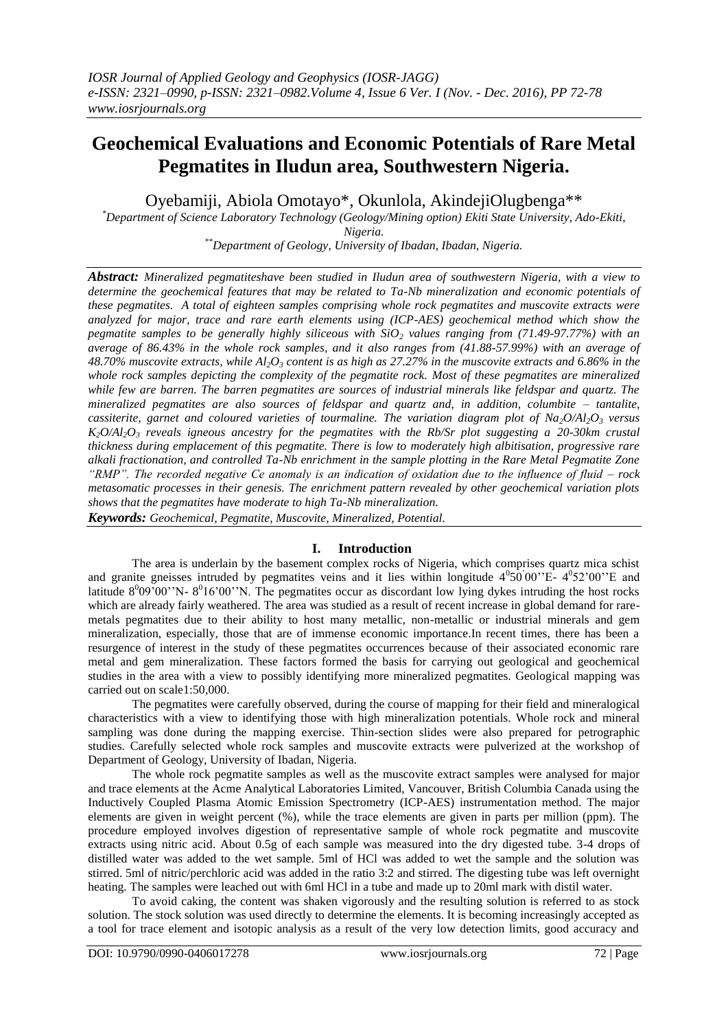# Geochemical Evaluations and Economic Potentials of Rare Metal Pegmatites in Iludun area, Southwestern Nigeria.

Oyebamiji, Abiola Omotayo*, Okunlola, AkindejiOlugbenga**

*Department of Science Laboratory Technology (Geology/Mining option) Ekiti State University, Ado-Ekiti, Nigeria.*

**Department of Geology, University of Ibadan, Ibadan, Nigeria.*

***Abstract:*** *Mineralized pegmatiteshave been studied in Iludun area of southwestern Nigeria, with a view to determine the geochemical features that may be related to Ta-Nb mineralization and economic potentials of these pegmatites. A total of eighteen samples comprising whole rock pegmatites and muscovite extracts were analyzed for major, trace and rare earth elements using (ICP-AES) geochemical method which show the pegmatite samples to be generally highly siliceous with $SiO_2$ values ranging from (71.49-97.77%) with an average of 86.43% in the whole rock samples, and it also ranges from (41.88-57.99%) with an average of 48.70% muscovite extracts, while $Al_2O_3$ content is as high as 27.27% in the muscovite extracts and 6.86% in the whole rock samples depicting the complexity of the pegmatite rock. Most of these pegmatites are mineralized while few are barren. The barren pegmatites are sources of industrial minerals like feldspar and quartz. The mineralized pegmatites are also sources of feldspar and quartz and, in addition, columbite – tantalite, cassiterite, garnet and coloured varieties of tourmaline. The variation diagram plot of $Na_2O/Al_2O_3$ versus $K_2O/Al_2O_3$ reveals igneous ancestry for the pegmatites with the Rb/Sr plot suggesting a 20-30km crustal thickness during emplacement of this pegmatite. There is low to moderately high albitisation, progressive rare alkali fractionation, and controlled Ta-Nb enrichment in the sample plotting in the Rare Metal Pegmatite Zone "RMP". The recorded negative Ce anomaly is an indication of oxidation due to the influence of fluid – rock metasomatic processes in their genesis. The enrichment pattern revealed by other geochemical variation plots shows that the pegmatites have moderate to high Ta-Nb mineralization.*

***Keywords:*** *Geochemical, Pegmatite, Muscovite, Mineralized, Potential.*

## I. Introduction

The area is underlain by the basement complex rocks of Nigeria, which comprises quartz mica schist and granite gneisses intruded by pegmatites veins and it lies within longitude $4^0 50^' 00''$E- $4^0 52'00''$E and latitude $8^0 09'00''$N- $8^0 16'00''$N. The pegmatites occur as discordant low lying dykes intruding the host rocks which are already fairly weathered. The area was studied as a result of recent increase in global demand for rare-metals pegmatites due to their ability to host many metallic, non-metallic or industrial minerals and gem mineralization, especially, those that are of immense economic importance.In recent times, there has been a resurgence of interest in the study of these pegmatites occurrences because of their associated economic rare metal and gem mineralization. These factors formed the basis for carrying out geological and geochemical studies in the area with a view to possibly identifying more mineralized pegmatites. Geological mapping was carried out on scale1:50,000.

The pegmatites were carefully observed, during the course of mapping for their field and mineralogical characteristics with a view to identifying those with high mineralization potentials. Whole rock and mineral sampling was done during the mapping exercise. Thin-section slides were also prepared for petrographic studies. Carefully selected whole rock samples and muscovite extracts were pulverized at the workshop of Department of Geology, University of Ibadan, Nigeria.

The whole rock pegmatite samples as well as the muscovite extract samples were analysed for major and trace elements at the Acme Analytical Laboratories Limited, Vancouver, British Columbia Canada using the Inductively Coupled Plasma Atomic Emission Spectrometry (ICP-AES) instrumentation method. The major elements are given in weight percent (%), while the trace elements are given in parts per million (ppm). The procedure employed involves digestion of representative sample of whole rock pegmatite and muscovite extracts using nitric acid. About 0.5g of each sample was measured into the dry digested tube. 3-4 drops of distilled water was added to the wet sample. 5ml of HCl was added to wet the sample and the solution was stirred. 5ml of nitric/perchloric acid was added in the ratio 3:2 and stirred. The digesting tube was left overnight heating. The samples were leached out with 6ml HCl in a tube and made up to 20ml mark with distil water.

To avoid caking, the content was shaken vigorously and the resulting solution is referred to as stock solution. The stock solution was used directly to determine the elements. It is becoming increasingly accepted as a tool for trace element and isotopic analysis as a result of the very low detection limits, good accuracy and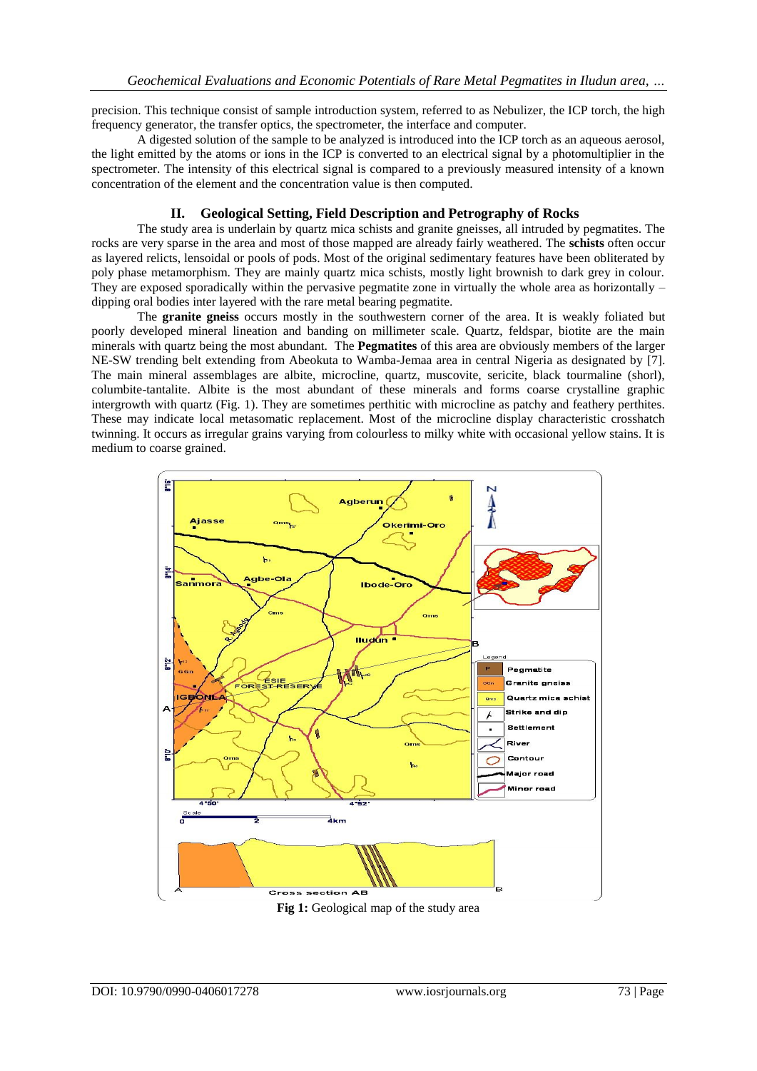precision. This technique consist of sample introduction system, referred to as Nebulizer, the ICP torch, the high frequency generator, the transfer optics, the spectrometer, the interface and computer.

A digested solution of the sample to be analyzed is introduced into the ICP torch as an aqueous aerosol, the light emitted by the atoms or ions in the ICP is converted to an electrical signal by a photomultiplier in the spectrometer. The intensity of this electrical signal is compared to a previously measured intensity of a known concentration of the element and the concentration value is then computed.

## II. Geological Setting, Field Description and Petrography of Rocks

The study area is underlain by quartz mica schists and granite gneisses, all intruded by pegmatites. The rocks are very sparse in the area and most of those mapped are already fairly weathered. The **schists** often occur as layered relicts, lensoidal or pools of pods. Most of the original sedimentary features have been obliterated by poly phase metamorphism. They are mainly quartz mica schists, mostly light brownish to dark grey in colour. They are exposed sporadically within the pervasive pegmatite zone in virtually the whole area as horizontally – dipping oral bodies inter layered with the rare metal bearing pegmatite.

The **granite gneiss** occurs mostly in the southwestern corner of the area. It is weakly foliated but poorly developed mineral lineation and banding on millimeter scale. Quartz, feldspar, biotite are the main minerals with quartz being the most abundant. The **Pegmatites** of this area are obviously members of the larger NE-SW trending belt extending from Abeokuta to Wamba-Jemaa area in central Nigeria as designated by [7]. The main mineral assemblages are albite, microcline, quartz, muscovite, sericite, black tourmaline (shorl), columbite-tantalite. Albite is the most abundant of these minerals and forms coarse crystalline graphic intergrowth with quartz (Fig. 1). They are sometimes perthitic with microcline as patchy and feathery perthites. These may indicate local metasomatic replacement. Most of the microcline display characteristic crosshatch twinning. It occurs as irregular grains varying from colourless to milky white with occasional yellow stains. It is medium to coarse grained.

**Fig 1:** Geological map of the study area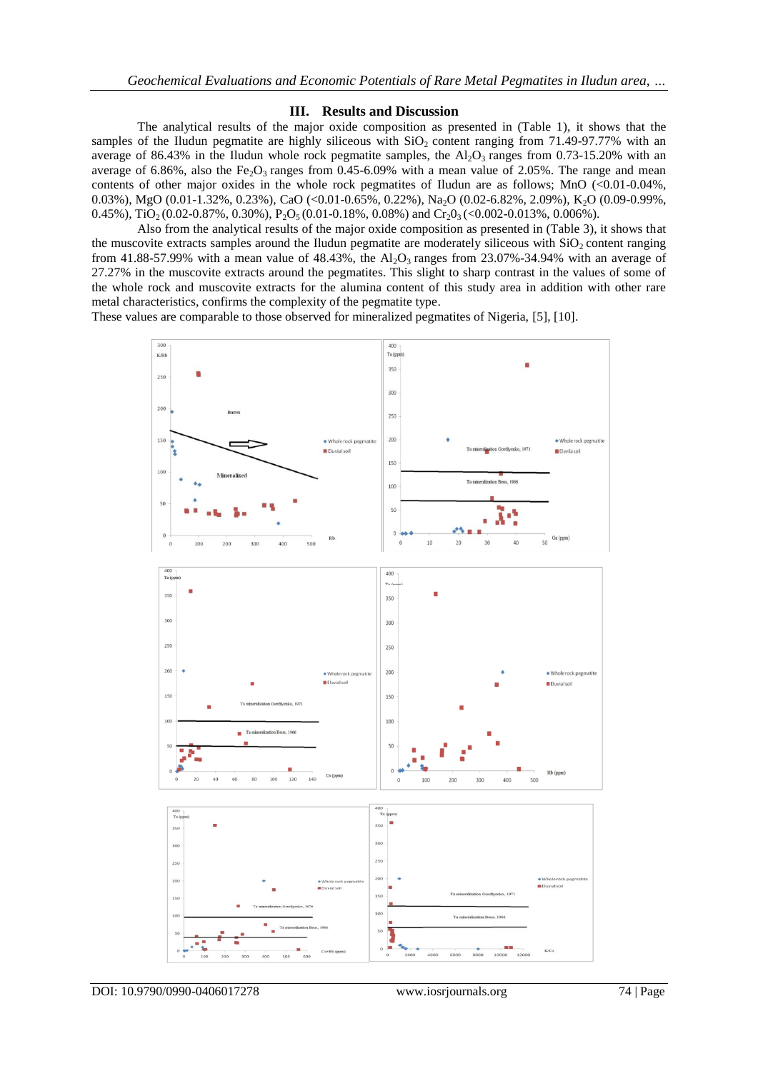## III. Results and Discussion

The analytical results of the major oxide composition as presented in (Table 1), it shows that the samples of the Iludun pegmatite are highly siliceous with $SiO_2$ content ranging from 71.49-97.77% with an average of 86.43% in the Iludun whole rock pegmatite samples, the $Al_2O_3$ ranges from 0.73-15.20% with an average of 6.86%, also the $Fe_2O_3$ ranges from 0.45-6.09% with a mean value of 2.05%. The range and mean contents of other major oxides in the whole rock pegmatites of Iludun are as follows; MnO (<0.01-0.04%, 0.03%), MgO (0.01-1.32%, 0.23%), CaO (<0.01-0.65%, 0.22%), $Na_2O$ (0.02-6.82%, 2.09%), $K_2O$ (0.09-0.99%, 0.45%), $TiO_2$ (0.02-0.87%, 0.30%), $P_2O_5$ (0.01-0.18%, 0.08%) and $Cr_2O_3$ (<0.002-0.013%, 0.006%).

Also from the analytical results of the major oxide composition as presented in (Table 3), it shows that the muscovite extracts samples around the Iludun pegmatite are moderately siliceous with $SiO_2$ content ranging from 41.88-57.99% with a mean value of 48.43%, the $Al_2O_3$ ranges from 23.07%-34.94% with an average of 27.27% in the muscovite extracts around the pegmatites. This slight to sharp contrast in the values of some of the whole rock and muscovite extracts for the alumina content of this study area in addition with other rare metal characteristics, confirms the complexity of the pegmatite type.

These values are comparable to those observed for mineralized pegmatites of Nigeria, [5], [10].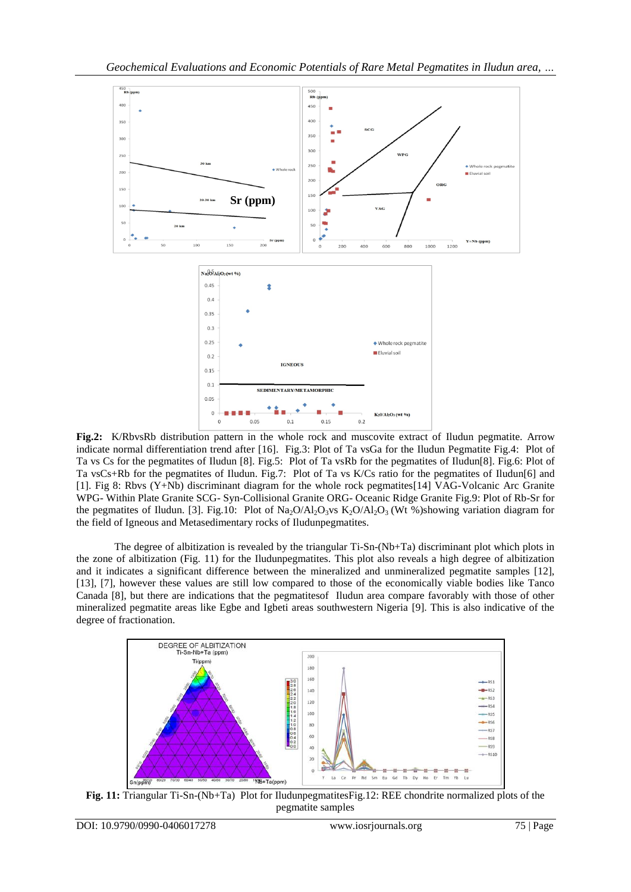**Fig.2:** K/RbvsRb distribution pattern in the whole rock and muscovite extract of Iludun pegmatite. Arrow indicate normal differentiation trend after [16]. Fig.3: Plot of Ta vsGa for the Iludun Pegmatite Fig.4: Plot of Ta vs Cs for the pegmatites of Iludun [8]. Fig.5: Plot of Ta vsRb for the pegmatites of Iludun[8]. Fig.6: Plot of Ta vsCs+Rb for the pegmatites of Iludun. Fig.7: Plot of Ta vs K/Cs ratio for the pegmatites of Iludun[6] and [1]. Fig 8: Rbvs (Y+Nb) discriminant diagram for the whole rock pegmatites[14] VAG-Volcanic Arc Granite WPG- Within Plate Granite SCG- Syn-Collisional Granite ORG- Oceanic Ridge Granite Fig.9: Plot of Rb-Sr for the pegmatites of Iludun. [3]. Fig.10: Plot of $Na_2O/Al_2O_3$vs $K_2O/Al_2O_3$ (Wt %)showing variation diagram for the field of Igneous and Metasedimentary rocks of Iludunpegmatites.

The degree of albitization is revealed by the triangular Ti-Sn-(Nb+Ta) discriminant plot which plots in the zone of albitization (Fig. 11) for the Iludunpegmatites. This plot also reveals a high degree of albitization and it indicates a significant difference between the mineralized and unmineralized pegmatite samples [12], [13], [7], however these values are still low compared to those of the economically viable bodies like Tanco Canada [8], but there are indications that the pegmatitesof Iludun area compare favorably with those of other mineralized pegmatite areas like Egbe and Igbeti areas southwestern Nigeria [9]. This is also indicative of the degree of fractionation.

**Fig. 11:** Triangular Ti-Sn-(Nb+Ta) Plot for IludunpegmatitesFig.12: REE chondrite normalized plots of the pegmatite samples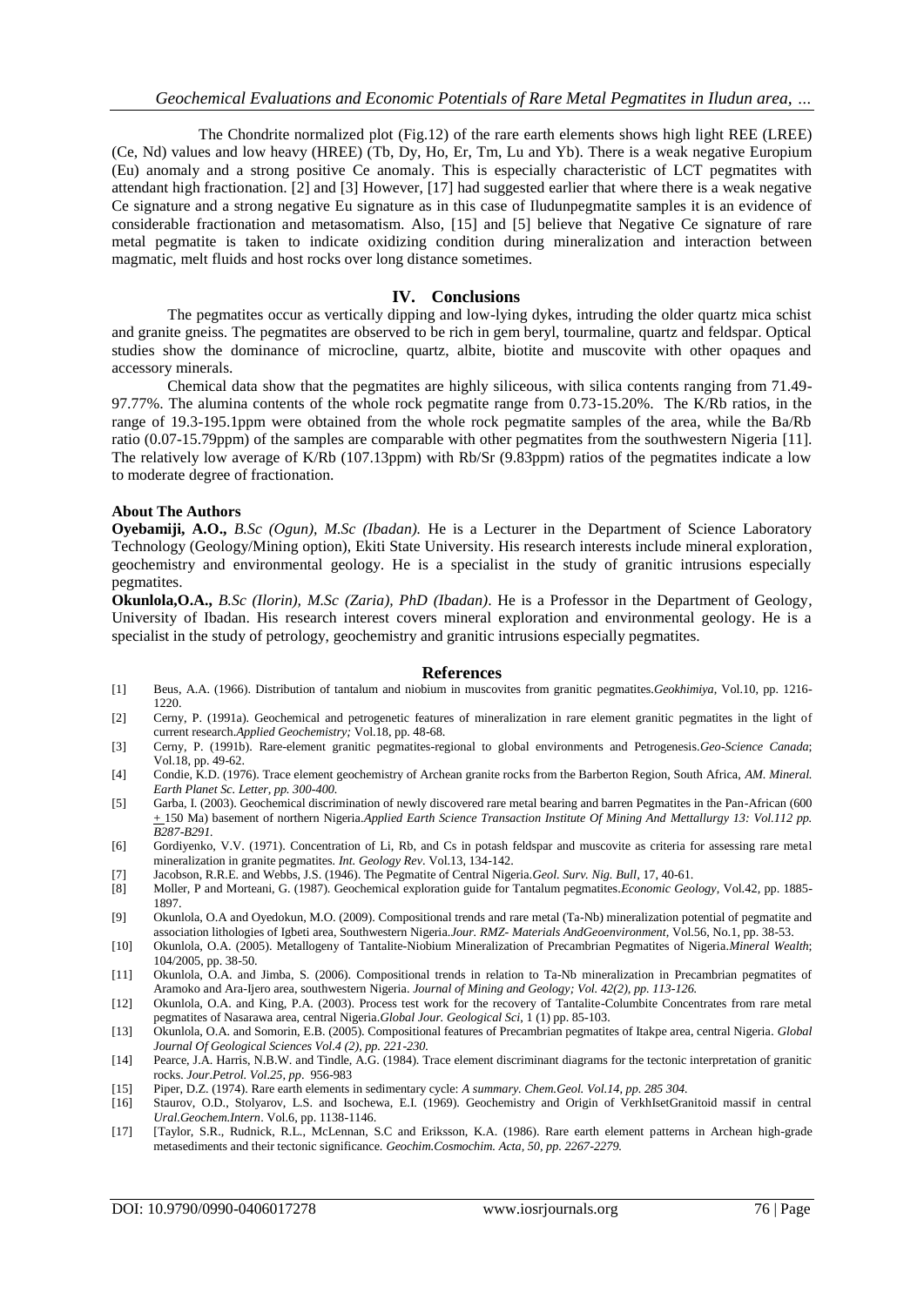The Chondrite normalized plot (Fig.12) of the rare earth elements shows high light REE (LREE) (Ce, Nd) values and low heavy (HREE) (Tb, Dy, Ho, Er, Tm, Lu and Yb). There is a weak negative Europium (Eu) anomaly and a strong positive Ce anomaly. This is especially characteristic of LCT pegmatites with attendant high fractionation. [2] and [3] However, [17] had suggested earlier that where there is a weak negative Ce signature and a strong negative Eu signature as in this case of Iludunpegmatite samples it is an evidence of considerable fractionation and metasomatism. Also, [15] and [5] believe that Negative Ce signature of rare metal pegmatite is taken to indicate oxidizing condition during mineralization and interaction between magmatic, melt fluids and host rocks over long distance sometimes.

## IV. Conclusions

The pegmatites occur as vertically dipping and low-lying dykes, intruding the older quartz mica schist and granite gneiss. The pegmatites are observed to be rich in gem beryl, tourmaline, quartz and feldspar. Optical studies show the dominance of microcline, quartz, albite, biotite and muscovite with other opaques and accessory minerals.

Chemical data show that the pegmatites are highly siliceous, with silica contents ranging from 71.49-97.77%. The alumina contents of the whole rock pegmatite range from 0.73-15.20%. The K/Rb ratios, in the range of 19.3-195.1ppm were obtained from the whole rock pegmatite samples of the area, while the Ba/Rb ratio (0.07-15.79ppm) of the samples are comparable with other pegmatites from the southwestern Nigeria [11]. The relatively low average of K/Rb (107.13ppm) with Rb/Sr (9.83ppm) ratios of the pegmatites indicate a low to moderate degree of fractionation.

### About The Authors

**Oyebamiji, A.O.,** *B.Sc (Ogun), M.Sc (Ibadan).* He is a Lecturer in the Department of Science Laboratory Technology (Geology/Mining option), Ekiti State University. His research interests include mineral exploration, geochemistry and environmental geology. He is a specialist in the study of granitic intrusions especially pegmatites.

**Okunlola,O.A.,** *B.Sc (Ilorin), M.Sc (Zaria), PhD (Ibadan).* He is a Professor in the Department of Geology, University of Ibadan. His research interest covers mineral exploration and environmental geology. He is a specialist in the study of petrology, geochemistry and granitic intrusions especially pegmatites.

## References

[1] Beus, A.A. (1966). Distribution of tantalum and niobium in muscovites from granitic pegmatites.*Geokhimiya,* Vol.10, pp. 1216-1220.

[2] Cerny, P. (1991a). Geochemical and petrogenetic features of mineralization in rare element granitic pegmatites in the light of current research.*Applied Geochemistry;* Vol.18, pp. 48-68.

[3] Cerny, P. (1991b). Rare-element granitic pegmatites-regional to global environments and Petrogenesis.*Geo-Science Canada*; Vol.18, pp. 49-62.

[4] Condie, K.D. (1976). Trace element geochemistry of Archean granite rocks from the Barberton Region, South Africa, *AM. Mineral. Earth Planet Sc. Letter, pp. 300-400.*

[5] Garba, I. (2003). Geochemical discrimination of newly discovered rare metal bearing and barren Pegmatites in the Pan-African (600 ± 150 Ma) basement of northern Nigeria.*Applied Earth Science Transaction Institute Of Mining And Mettallurgy 13: Vol.112 pp. B287-B291.*

[6] Gordiyenko, V.V. (1971). Concentration of Li, Rb, and Cs in potash feldspar and muscovite as criteria for assessing rare metal mineralization in granite pegmatites. *Int. Geology Rev*. Vol.13, 134-142.

[7] Jacobson, R.R.E. and Webbs, J.S. (1946). The Pegmatite of Central Nigeria.*Geol. Surv. Nig. Bull*, 17, 40-61.

[8] Moller, P and Morteani, G. (1987). Geochemical exploration guide for Tantalum pegmatites.*Economic Geology*, Vol.42, pp. 1885-1897.

[9] Okunlola, O.A and Oyedokun, M.O. (2009). Compositional trends and rare metal (Ta-Nb) mineralization potential of pegmatite and association lithologies of Igbeti area, Southwestern Nigeria.*Jour. RMZ- Materials AndGeoenvironment,* Vol.56, No.1, pp. 38-53.

[10] Okunlola, O.A. (2005). Metallogeny of Tantalite-Niobium Mineralization of Precambrian Pegmatites of Nigeria.*Mineral Wealth*; 104/2005, pp. 38-50.

[11] Okunlola, O.A. and Jimba, S. (2006). Compositional trends in relation to Ta-Nb mineralization in Precambrian pegmatites of Aramoko and Ara-Ijero area, southwestern Nigeria. *Journal of Mining and Geology; Vol. 42(2), pp. 113-126.*

[12] Okunlola, O.A. and King, P.A. (2003). Process test work for the recovery of Tantalite-Columbite Concentrates from rare metal pegmatites of Nasarawa area, central Nigeria.*Global Jour. Geological Sci*, 1 (1) pp. 85-103.

[13] Okunlola, O.A. and Somorin, E.B. (2005). Compositional features of Precambrian pegmatites of Itakpe area, central Nigeria. *Global Journal Of Geological Sciences Vol.4 (2), pp. 221-230.*

[14] Pearce, J.A. Harris, N.B.W. and Tindle, A.G. (1984). Trace element discriminant diagrams for the tectonic interpretation of granitic rocks. *Jour.Petrol. Vol.25, pp*. 956-983

[15] Piper, D.Z. (1974). Rare earth elements in sedimentary cycle: *A summary. Chem.Geol. Vol.14, pp. 285 304.*

[16] Staurov, O.D., Stolyarov, L.S. and Isochewa, E.I. (1969). Geochemistry and Origin of VerkhIsetGranitoid massif in central *Ural.Geochem.Intern*. Vol.6, pp. 1138-1146.

[17] [Taylor, S.R., Rudnick, R.L., McLennan, S.C and Eriksson, K.A. (1986). Rare earth element patterns in Archean high-grade metasediments and their tectonic significance. *Geochim.Cosmochim. Acta, 50, pp. 2267-2279.*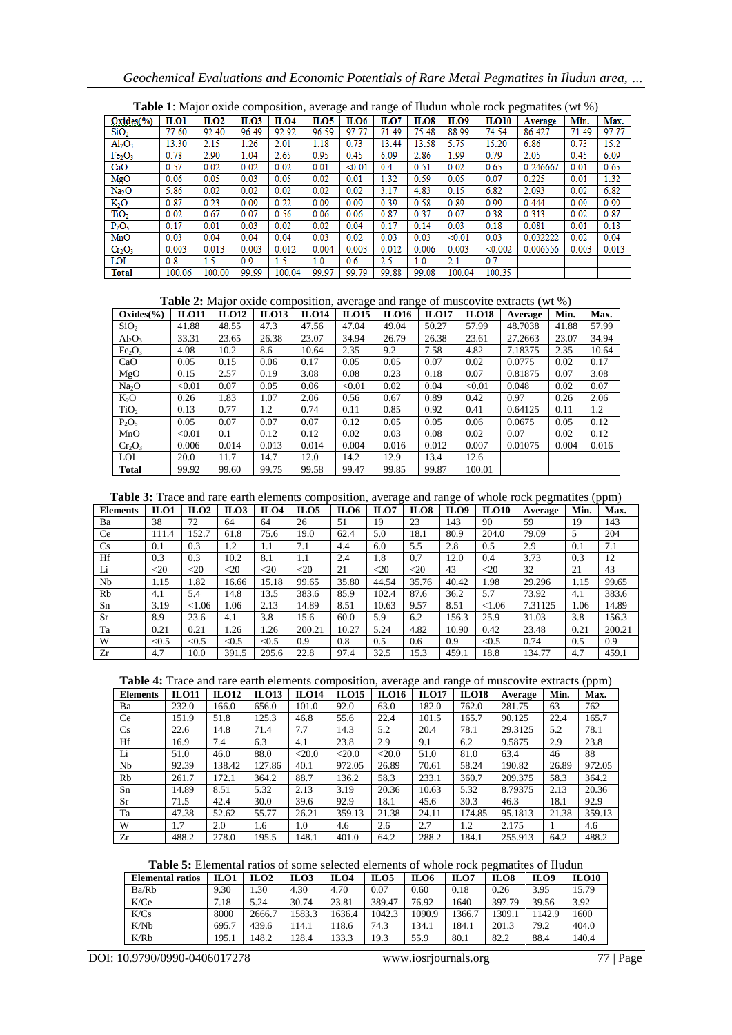**Table 1**: Major oxide composition, average and range of Iludun whole rock pegmatites (wt %)

| Oxides(%) | ILO1 | ILO2 | ILO3 | ILO4 | ILO5 | ILO6 | ILO7 | ILO8 | ILO9 | ILO10 | Average | Min. | Max. |
|---|---|---|---|---|---|---|---|---|---|---|---|---|---|
| $SiO_2$ | 77.60 | 92.40 | 96.49 | 92.92 | 96.59 | 97.77 | 71.49 | 75.48 | 88.99 | 74.54 | 86.427 | 71.49 | 97.77 |
| $Al_2O_3$ | 13.30 | 2.15 | 1.26 | 2.01 | 1.18 | 0.73 | 13.44 | 13.58 | 5.75 | 15.20 | 6.86 | 0.73 | 15.2 |
| $Fe_2O_3$ | 0.78 | 2.90 | 1.04 | 2.65 | 0.95 | 0.45 | 6.09 | 2.86 | 1.99 | 0.79 | 2.05 | 0.45 | 6.09 |
| CaO | 0.57 | 0.02 | 0.02 | 0.02 | 0.01 | <0.01 | 0.4 | 0.51 | 0.02 | 0.65 | 0.246667 | 0.01 | 0.65 |
| MgO | 0.06 | 0.05 | 0.03 | 0.05 | 0.02 | 0.01 | 1.32 | 0.59 | 0.05 | 0.07 | 0.225 | 0.01 | 1.32 |
| $Na_2O$ | 5.86 | 0.02 | 0.02 | 0.02 | 0.02 | 0.02 | 3.17 | 4.83 | 0.15 | 6.82 | 2.093 | 0.02 | 6.82 |
| $K_2O$ | 0.87 | 0.23 | 0.09 | 0.22 | 0.09 | 0.09 | 0.39 | 0.58 | 0.89 | 0.99 | 0.444 | 0.09 | 0.99 |
| $TiO_2$ | 0.02 | 0.67 | 0.07 | 0.56 | 0.06 | 0.06 | 0.87 | 0.37 | 0.07 | 0.38 | 0.313 | 0.02 | 0.87 |
| $P_2O_5$ | 0.17 | 0.01 | 0.03 | 0.02 | 0.02 | 0.04 | 0.17 | 0.14 | 0.03 | 0.18 | 0.081 | 0.01 | 0.18 |
| MnO | 0.03 | 0.04 | 0.04 | 0.04 | 0.03 | 0.02 | 0.03 | 0.03 | <0.01 | 0.03 | 0.032222 | 0.02 | 0.04 |
| $Cr_2O_3$ | 0.003 | 0.013 | 0.003 | 0.012 | 0.004 | 0.003 | 0.012 | 0.006 | 0.003 | <0.002 | 0.006556 | 0.003 | 0.013 |
| LOI | 0.8 | 1.5 | 0.9 | 1.5 | 1.0 | 0.6 | 2.5 | 1.0 | 2.1 | 0.7 | | | |
| Total | 100.06 | 100.00 | 99.99 | 100.04 | 99.97 | 99.79 | 99.88 | 99.08 | 100.04 | 100.35 | | | |

**Table 2:** Major oxide composition, average and range of muscovite extracts (wt %)

| Oxides(%) | ILO11 | ILO12 | ILO13 | ILO14 | ILO15 | ILO16 | ILO17 | ILO18 | Average | Min. | Max. |
|---|---|---|---|---|---|---|---|---|---|---|---|
| $SiO_2$ | 41.88 | 48.55 | 47.3 | 47.56 | 47.04 | 49.04 | 50.27 | 57.99 | 48.7038 | 41.88 | 57.99 |
| $Al_2O_3$ | 33.31 | 23.65 | 26.38 | 23.07 | 34.94 | 26.79 | 26.38 | 23.61 | 27.2663 | 23.07 | 34.94 |
| $Fe_2O_3$ | 4.08 | 10.2 | 8.6 | 10.64 | 2.35 | 9.2 | 7.58 | 4.82 | 7.18375 | 2.35 | 10.64 |
| CaO | 0.05 | 0.15 | 0.06 | 0.17 | 0.05 | 0.05 | 0.07 | 0.02 | 0.0775 | 0.02 | 0.17 |
| MgO | 0.15 | 2.57 | 0.19 | 3.08 | 0.08 | 0.23 | 0.18 | 0.07 | 0.81875 | 0.07 | 3.08 |
| $Na_2O$ | <0.01 | 0.07 | 0.05 | 0.06 | <0.01 | 0.02 | 0.04 | <0.01 | 0.048 | 0.02 | 0.07 |
| $K_2O$ | 0.26 | 1.83 | 1.07 | 2.06 | 0.56 | 0.67 | 0.89 | 0.42 | 0.97 | 0.26 | 2.06 |
| $TiO_2$ | 0.13 | 0.77 | 1.2 | 0.74 | 0.11 | 0.85 | 0.92 | 0.41 | 0.64125 | 0.11 | 1.2 |
| $P_2O_5$ | 0.05 | 0.07 | 0.07 | 0.07 | 0.12 | 0.05 | 0.05 | 0.06 | 0.0675 | 0.05 | 0.12 |
| MnO | <0.01 | 0.1 | 0.12 | 0.12 | 0.02 | 0.03 | 0.08 | 0.02 | 0.07 | 0.02 | 0.12 |
| $Cr_2O_3$ | 0.006 | 0.014 | 0.013 | 0.014 | 0.004 | 0.016 | 0.012 | 0.007 | 0.01075 | 0.004 | 0.016 |
| LOI | 20.0 | 11.7 | 14.7 | 12.0 | 14.2 | 12.9 | 13.4 | 12.6 | | | |
| Total | 99.92 | 99.60 | 99.75 | 99.58 | 99.47 | 99.85 | 99.87 | 100.01 | | | |

**Table 3:** Trace and rare earth elements composition, average and range of whole rock pegmatites (ppm)

| Elements | ILO1 | ILO2 | ILO3 | ILO4 | ILO5 | ILO6 | ILO7 | ILO8 | ILO9 | ILO10 | Average | Min. | Max. |
|---|---|---|---|---|---|---|---|---|---|---|---|---|---|
| Ba | 38 | 72 | 64 | 64 | 26 | 51 | 19 | 23 | 143 | 90 | 59 | 19 | 143 |
| Ce | 111.4 | 152.7 | 61.8 | 75.6 | 19.0 | 62.4 | 5.0 | 18.1 | 80.9 | 204.0 | 79.09 | 5 | 204 |
| Cs | 0.1 | 0.3 | 1.2 | 1.1 | 7.1 | 4.4 | 6.0 | 5.5 | 2.8 | 0.5 | 2.9 | 0.1 | 7.1 |
| Hf | 0.3 | 0.3 | 10.2 | 8.1 | 1.1 | 2.4 | 1.8 | 0.7 | 12.0 | 0.4 | 3.73 | 0.3 | 12 |
| Li | <20 | <20 | <20 | <20 | <20 | 21 | <20 | <20 | 43 | <20 | 32 | 21 | 43 |
| Nb | 1.15 | 1.82 | 16.66 | 15.18 | 99.65 | 35.80 | 44.54 | 35.76 | 40.42 | 1.98 | 29.296 | 1.15 | 99.65 |
| Rb | 4.1 | 5.4 | 14.8 | 13.5 | 383.6 | 85.9 | 102.4 | 87.6 | 36.2 | 5.7 | 73.92 | 4.1 | 383.6 |
| Sn | 3.19 | <1.06 | 1.06 | 2.13 | 14.89 | 8.51 | 10.63 | 9.57 | 8.51 | <1.06 | 7.31125 | 1.06 | 14.89 |
| Sr | 8.9 | 23.6 | 4.1 | 3.8 | 15.6 | 60.0 | 5.9 | 6.2 | 156.3 | 25.9 | 31.03 | 3.8 | 156.3 |
| Ta | 0.21 | 0.21 | 1.26 | 1.26 | 200.21 | 10.27 | 5.24 | 4.82 | 10.90 | 0.42 | 23.48 | 0.21 | 200.21 |
| W | <0.5 | <0.5 | <0.5 | <0.5 | 0.9 | 0.8 | 0.5 | 0.6 | 0.9 | <0.5 | 0.74 | 0.5 | 0.9 |
| Zr | 4.7 | 10.0 | 391.5 | 295.6 | 22.8 | 97.4 | 32.5 | 15.3 | 459.1 | 18.8 | 134.77 | 4.7 | 459.1 |

**Table 4:** Trace and rare earth elements composition, average and range of muscovite extracts (ppm)

| Elements | ILO11 | ILO12 | ILO13 | ILO14 | ILO15 | ILO16 | ILO17 | ILO18 | Average | Min. | Max. |
|---|---|---|---|---|---|---|---|---|---|---|---|
| Ba | 232.0 | 166.0 | 656.0 | 101.0 | 92.0 | 63.0 | 182.0 | 762.0 | 281.75 | 63 | 762 |
| Ce | 151.9 | 51.8 | 125.3 | 46.8 | 55.6 | 22.4 | 101.5 | 165.7 | 90.125 | 22.4 | 165.7 |
| Cs | 22.6 | 14.8 | 71.4 | 7.7 | 14.3 | 5.2 | 20.4 | 78.1 | 29.3125 | 5.2 | 78.1 |
| Hf | 16.9 | 7.4 | 6.3 | 4.1 | 23.8 | 2.9 | 9.1 | 6.2 | 9.5875 | 2.9 | 23.8 |
| Li | 51.0 | 46.0 | 88.0 | <20.0 | <20.0 | <20.0 | 51.0 | 81.0 | 63.4 | 46 | 88 |
| Nb | 92.39 | 138.42 | 127.86 | 40.1 | 972.05 | 26.89 | 70.61 | 58.24 | 190.82 | 26.89 | 972.05 |
| Rb | 261.7 | 172.1 | 364.2 | 88.7 | 136.2 | 58.3 | 233.1 | 360.7 | 209.375 | 58.3 | 364.2 |
| Sn | 14.89 | 8.51 | 5.32 | 2.13 | 3.19 | 20.36 | 10.63 | 5.32 | 8.79375 | 2.13 | 20.36 |
| Sr | 71.5 | 42.4 | 30.0 | 39.6 | 92.9 | 18.1 | 45.6 | 30.3 | 46.3 | 18.1 | 92.9 |
| Ta | 47.38 | 52.62 | 55.77 | 26.21 | 359.13 | 21.38 | 24.11 | 174.85 | 95.1813 | 21.38 | 359.13 |
| W | 1.7 | 2.0 | 1.6 | 1.0 | 4.6 | 2.6 | 2.7 | 1.2 | 2.175 | 1 | 4.6 |
| Zr | 488.2 | 278.0 | 195.5 | 148.1 | 401.0 | 64.2 | 288.2 | 184.1 | 255.913 | 64.2 | 488.2 |

**Table 5:** Elemental ratios of some selected elements of whole rock pegmatites of Iludun

| Elemental ratios | ILO1 | ILO2 | ILO3 | ILO4 | ILO5 | ILO6 | ILO7 | ILO8 | ILO9 | ILO10 |
|---|---|---|---|---|---|---|---|---|---|---|
| Ba/Rb | 9.30 | 1.30 | 4.30 | 4.70 | 0.07 | 0.60 | 0.18 | 0.26 | 3.95 | 15.79 |
| K/Ce | 7.18 | 5.24 | 30.74 | 23.81 | 389.47 | 76.92 | 1640 | 397.79 | 39.56 | 3.92 |
| K/Cs | 8000 | 2666.7 | 1583.3 | 1636.4 | 1042.3 | 1090.9 | 1366.7 | 1309.1 | 1142.9 | 1600 |
| K/Nb | 695.7 | 439.6 | 114.1 | 118.6 | 74.3 | 134.1 | 184.1 | 201.3 | 79.2 | 404.0 |
| K/Rb | 195.1 | 148.2 | 128.4 | 133.3 | 19.3 | 55.9 | 80.1 | 82.2 | 88.4 | 140.4 |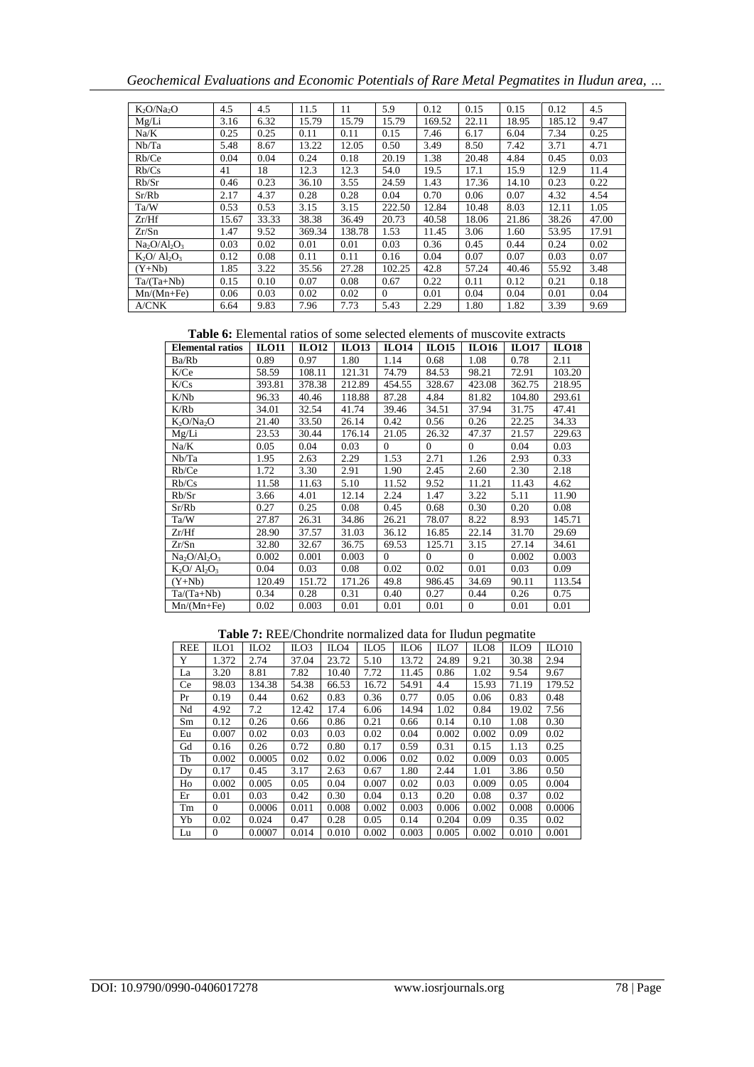| | | | | | | | | | | |
|---|---|---|---|---|---|---|---|---|---|---|
| $K_2O/Na_2O$ | 4.5 | 4.5 | 11.5 | 11 | 5.9 | 0.12 | 0.15 | 0.15 | 0.12 | 4.5 |
| Mg/Li | 3.16 | 6.32 | 15.79 | 15.79 | 15.79 | 169.52 | 22.11 | 18.95 | 185.12 | 9.47 |
| Na/K | 0.25 | 0.25 | 0.11 | 0.11 | 0.15 | 7.46 | 6.17 | 6.04 | 7.34 | 0.25 |
| Nb/Ta | 5.48 | 8.67 | 13.22 | 12.05 | 0.50 | 3.49 | 8.50 | 7.42 | 3.71 | 4.71 |
| Rb/Ce | 0.04 | 0.04 | 0.24 | 0.18 | 20.19 | 1.38 | 20.48 | 4.84 | 0.45 | 0.03 |
| Rb/Cs | 41 | 18 | 12.3 | 12.3 | 54.0 | 19.5 | 17.1 | 15.9 | 12.9 | 11.4 |
| Rb/Sr | 0.46 | 0.23 | 36.10 | 3.55 | 24.59 | 1.43 | 17.36 | 14.10 | 0.23 | 0.22 |
| Sr/Rb | 2.17 | 4.37 | 0.28 | 0.28 | 0.04 | 0.70 | 0.06 | 0.07 | 4.32 | 4.54 |
| Ta/W | 0.53 | 0.53 | 3.15 | 3.15 | 222.50 | 12.84 | 10.48 | 8.03 | 12.11 | 1.05 |
| Zr/Hf | 15.67 | 33.33 | 38.38 | 36.49 | 20.73 | 40.58 | 18.06 | 21.86 | 38.26 | 47.00 |
| Zr/Sn | 1.47 | 9.52 | 369.34 | 138.78 | 1.53 | 11.45 | 3.06 | 1.60 | 53.95 | 17.91 |
| $Na_2O/Al_2O_3$ | 0.03 | 0.02 | 0.01 | 0.01 | 0.03 | 0.36 | 0.45 | 0.44 | 0.24 | 0.02 |
| $K_2O/Al_2O_3$ | 0.12 | 0.08 | 0.11 | 0.11 | 0.16 | 0.04 | 0.07 | 0.07 | 0.03 | 0.07 |
| (Y+Nb) | 1.85 | 3.22 | 35.56 | 27.28 | 102.25 | 42.8 | 57.24 | 40.46 | 55.92 | 3.48 |
| Ta/(Ta+Nb) | 0.15 | 0.10 | 0.07 | 0.08 | 0.67 | 0.22 | 0.11 | 0.12 | 0.21 | 0.18 |
| Mn/(Mn+Fe) | 0.06 | 0.03 | 0.02 | 0.02 | 0 | 0.01 | 0.04 | 0.04 | 0.01 | 0.04 |
| A/CNK | 6.64 | 9.83 | 7.96 | 7.73 | 5.43 | 2.29 | 1.80 | 1.82 | 3.39 | 9.69 |

**Table 6:** Elemental ratios of some selected elements of muscovite extracts

| Elemental ratios | ILO11 | ILO12 | ILO13 | ILO14 | ILO15 | ILO16 | ILO17 | ILO18 |
|---|---|---|---|---|---|---|---|---|
| Ba/Rb | 0.89 | 0.97 | 1.80 | 1.14 | 0.68 | 1.08 | 0.78 | 2.11 |
| K/Ce | 58.59 | 108.11 | 121.31 | 74.79 | 84.53 | 98.21 | 72.91 | 103.20 |
| K/Cs | 393.81 | 378.38 | 212.89 | 454.55 | 328.67 | 423.08 | 362.75 | 218.95 |
| K/Nb | 96.33 | 40.46 | 118.88 | 87.28 | 4.84 | 81.82 | 104.80 | 293.61 |
| K/Rb | 34.01 | 32.54 | 41.74 | 39.46 | 34.51 | 37.94 | 31.75 | 47.41 |
| $K_2O/Na_2O$ | 21.40 | 33.50 | 26.14 | 0.42 | 0.56 | 0.26 | 22.25 | 34.33 |
| Mg/Li | 23.53 | 30.44 | 176.14 | 21.05 | 26.32 | 47.37 | 21.57 | 229.63 |
| Na/K | 0.05 | 0.04 | 0.03 | 0 | 0 | 0 | 0.04 | 0.03 |
| Nb/Ta | 1.95 | 2.63 | 2.29 | 1.53 | 2.71 | 1.26 | 2.93 | 0.33 |
| Rb/Ce | 1.72 | 3.30 | 2.91 | 1.90 | 2.45 | 2.60 | 2.30 | 2.18 |
| Rb/Cs | 11.58 | 11.63 | 5.10 | 11.52 | 9.52 | 11.21 | 11.43 | 4.62 |
| Rb/Sr | 3.66 | 4.01 | 12.14 | 2.24 | 1.47 | 3.22 | 5.11 | 11.90 |
| Sr/Rb | 0.27 | 0.25 | 0.08 | 0.45 | 0.68 | 0.30 | 0.20 | 0.08 |
| Ta/W | 27.87 | 26.31 | 34.86 | 26.21 | 78.07 | 8.22 | 8.93 | 145.71 |
| Zr/Hf | 28.90 | 37.57 | 31.03 | 36.12 | 16.85 | 22.14 | 31.70 | 29.69 |
| Zr/Sn | 32.80 | 32.67 | 36.75 | 69.53 | 125.71 | 3.15 | 27.14 | 34.61 |
| $Na_2O/Al_2O_3$ | 0.002 | 0.001 | 0.003 | 0 | 0 | 0 | 0.002 | 0.003 |
| $K_2O/Al_2O_3$ | 0.04 | 0.03 | 0.08 | 0.02 | 0.02 | 0.01 | 0.03 | 0.09 |
| (Y+Nb) | 120.49 | 151.72 | 171.26 | 49.8 | 986.45 | 34.69 | 90.11 | 113.54 |
| Ta/(Ta+Nb) | 0.34 | 0.28 | 0.31 | 0.40 | 0.27 | 0.44 | 0.26 | 0.75 |
| Mn/(Mn+Fe) | 0.02 | 0.003 | 0.01 | 0.01 | 0.01 | 0 | 0.01 | 0.01 |

**Table 7:** REE/Chondrite normalized data for Iludun pegmatite

| REE | ILO1 | ILO2 | ILO3 | ILO4 | ILO5 | ILO6 | ILO7 | ILO8 | ILO9 | ILO10 |
|---|---|---|---|---|---|---|---|---|---|---|
| Y | 1.372 | 2.74 | 37.04 | 23.72 | 5.10 | 13.72 | 24.89 | 9.21 | 30.38 | 2.94 |
| La | 3.20 | 8.81 | 7.82 | 10.40 | 7.72 | 11.45 | 0.86 | 1.02 | 9.54 | 9.67 |
| Ce | 98.03 | 134.38 | 54.38 | 66.53 | 16.72 | 54.91 | 4.4 | 15.93 | 71.19 | 179.52 |
| Pr | 0.19 | 0.44 | 0.62 | 0.83 | 0.36 | 0.77 | 0.05 | 0.06 | 0.83 | 0.48 |
| Nd | 4.92 | 7.2 | 12.42 | 17.4 | 6.06 | 14.94 | 1.02 | 0.84 | 19.02 | 7.56 |
| Sm | 0.12 | 0.26 | 0.66 | 0.86 | 0.21 | 0.66 | 0.14 | 0.10 | 1.08 | 0.30 |
| Eu | 0.007 | 0.02 | 0.03 | 0.03 | 0.02 | 0.04 | 0.002 | 0.002 | 0.09 | 0.02 |
| Gd | 0.16 | 0.26 | 0.72 | 0.80 | 0.17 | 0.59 | 0.31 | 0.15 | 1.13 | 0.25 |
| Tb | 0.002 | 0.0005 | 0.02 | 0.02 | 0.006 | 0.02 | 0.02 | 0.009 | 0.03 | 0.005 |
| Dy | 0.17 | 0.45 | 3.17 | 2.63 | 0.67 | 1.80 | 2.44 | 1.01 | 3.86 | 0.50 |
| Ho | 0.002 | 0.005 | 0.05 | 0.04 | 0.007 | 0.02 | 0.03 | 0.009 | 0.05 | 0.004 |
| Er | 0.01 | 0.03 | 0.42 | 0.30 | 0.04 | 0.13 | 0.20 | 0.08 | 0.37 | 0.02 |
| Tm | 0 | 0.0006 | 0.011 | 0.008 | 0.002 | 0.003 | 0.006 | 0.002 | 0.008 | 0.0006 |
| Yb | 0.02 | 0.024 | 0.47 | 0.28 | 0.05 | 0.14 | 0.204 | 0.09 | 0.35 | 0.02 |
| Lu | 0 | 0.0007 | 0.014 | 0.010 | 0.002 | 0.003 | 0.005 | 0.002 | 0.010 | 0.001 |